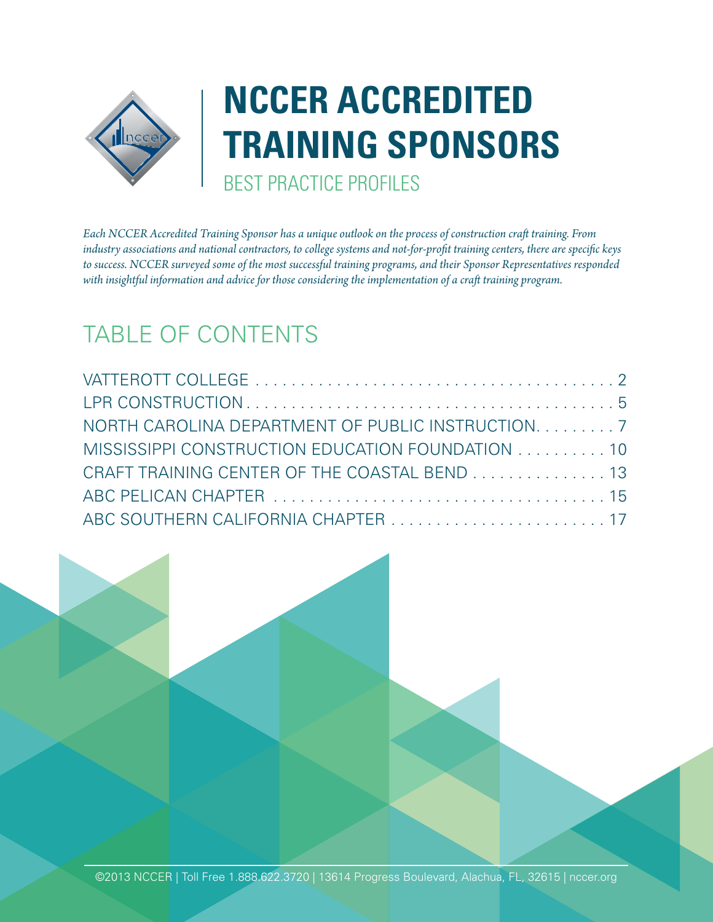# NCCER ACCREDITED TRAINING SPONSORS

## BEST PRACTICE PROFILES

*Each NCCER Accredited Training Sponsor has a unique outlook on the process of construction craft training. From industry associations and national contractors, to college systems and not-for-profit training centers, there are specific keys to success. NCCER surveyed some of the most successful training programs, and their Sponsor Representatives responded with insightful information and advice for those considering the implementation of a craft training program.*

## TABLE OF CONTENTS

VATTEROTT COLLEGE . . . . . . . . . . 2
LPR CONSTRUCTION . . . . . . . . . . 5
NORTH CAROLINA DEPARTMENT OF PUBLIC INSTRUCTION . . . . . . . . . . 7
MISSISSIPPI CONSTRUCTION EDUCATION FOUNDATION . . . . . . . . . . 10
CRAFT TRAINING CENTER OF THE COASTAL BEND . . . . . . . . . . 13
ABC PELICAN CHAPTER . . . . . . . . . . 15
ABC SOUTHERN CALIFORNIA CHAPTER . . . . . . . . . . 17

©2013 NCCER | Toll Free 1.888.622.3720 | 13614 Progress Boulevard, Alachua, FL, 32615 | nccer.org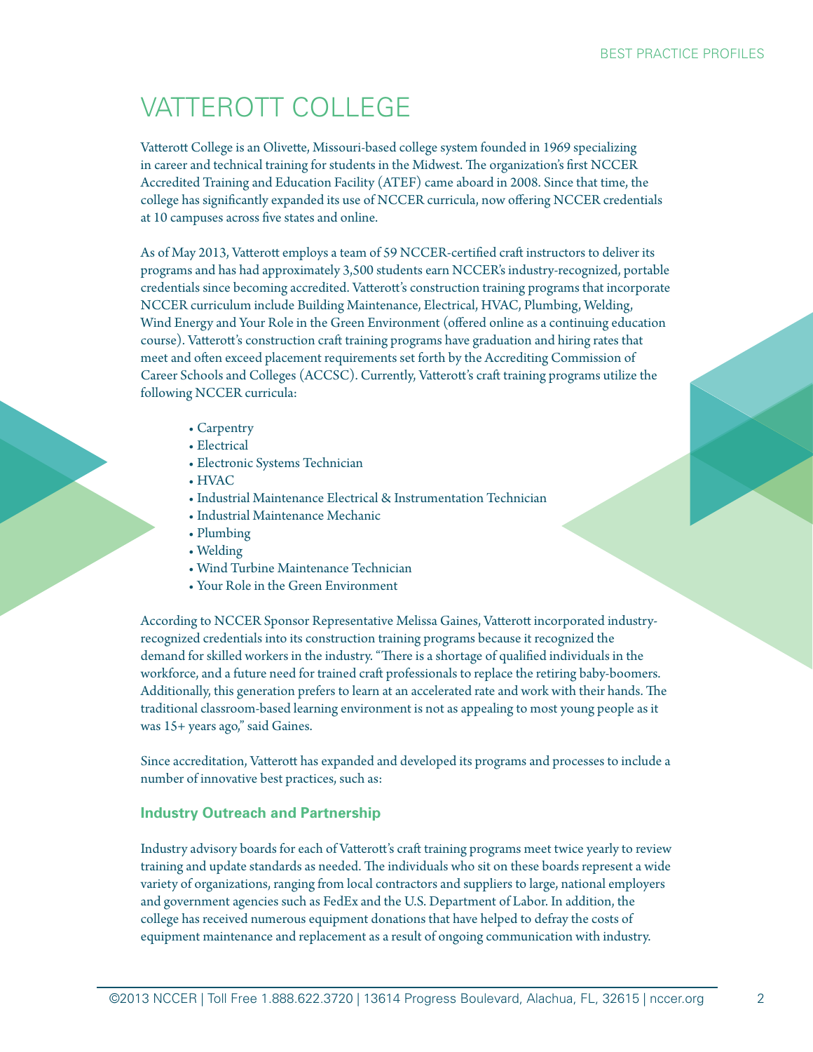# VATTEROTT COLLEGE

Vatterott College is an Olivette, Missouri-based college system founded in 1969 specializing in career and technical training for students in the Midwest. The organization's first NCCER Accredited Training and Education Facility (ATEF) came aboard in 2008. Since that time, the college has significantly expanded its use of NCCER curricula, now offering NCCER credentials at 10 campuses across five states and online.

As of May 2013, Vatterott employs a team of 59 NCCER-certified craft instructors to deliver its programs and has had approximately 3,500 students earn NCCER's industry-recognized, portable credentials since becoming accredited. Vatterott's construction training programs that incorporate NCCER curriculum include Building Maintenance, Electrical, HVAC, Plumbing, Welding, Wind Energy and Your Role in the Green Environment (offered online as a continuing education course). Vatterott's construction craft training programs have graduation and hiring rates that meet and often exceed placement requirements set forth by the Accrediting Commission of Career Schools and Colleges (ACCSC). Currently, Vatterott's craft training programs utilize the following NCCER curricula:

- Carpentry
- Electrical
- Electronic Systems Technician
- HVAC
- Industrial Maintenance Electrical & Instrumentation Technician
- Industrial Maintenance Mechanic
- Plumbing
- Welding
- Wind Turbine Maintenance Technician
- Your Role in the Green Environment

According to NCCER Sponsor Representative Melissa Gaines, Vatterott incorporated industry-recognized credentials into its construction training programs because it recognized the demand for skilled workers in the industry. "There is a shortage of qualified individuals in the workforce, and a future need for trained craft professionals to replace the retiring baby-boomers. Additionally, this generation prefers to learn at an accelerated rate and work with their hands. The traditional classroom-based learning environment is not as appealing to most young people as it was 15+ years ago," said Gaines.

Since accreditation, Vatterott has expanded and developed its programs and processes to include a number of innovative best practices, such as:

### Industry Outreach and Partnership

Industry advisory boards for each of Vatterott's craft training programs meet twice yearly to review training and update standards as needed. The individuals who sit on these boards represent a wide variety of organizations, ranging from local contractors and suppliers to large, national employers and government agencies such as FedEx and the U.S. Department of Labor. In addition, the college has received numerous equipment donations that have helped to defray the costs of equipment maintenance and replacement as a result of ongoing communication with industry.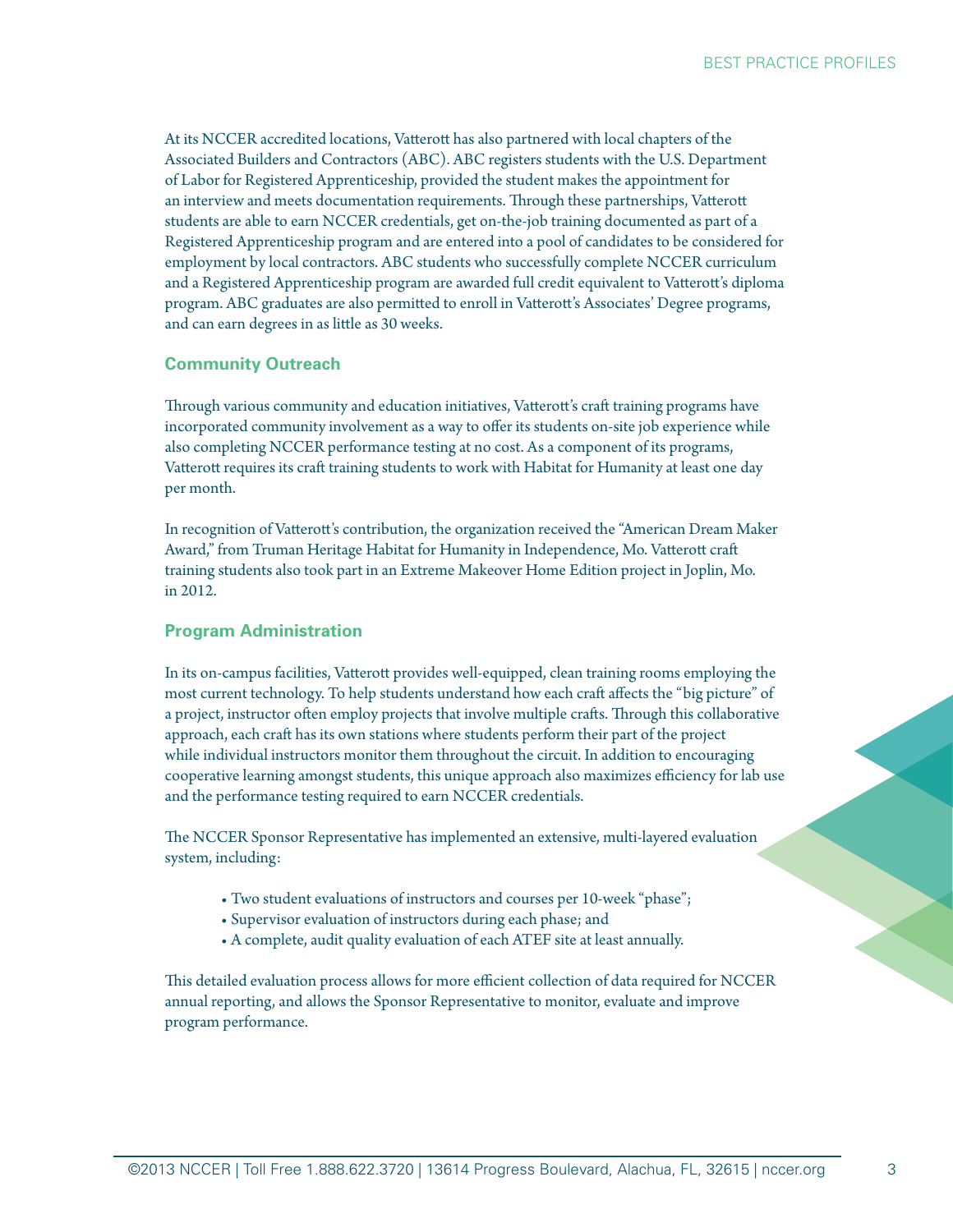At its NCCER accredited locations, Vatterott has also partnered with local chapters of the Associated Builders and Contractors (ABC). ABC registers students with the U.S. Department of Labor for Registered Apprenticeship, provided the student makes the appointment for an interview and meets documentation requirements. Through these partnerships, Vatterott students are able to earn NCCER credentials, get on-the-job training documented as part of a Registered Apprenticeship program and are entered into a pool of candidates to be considered for employment by local contractors. ABC students who successfully complete NCCER curriculum and a Registered Apprenticeship program are awarded full credit equivalent to Vatterott's diploma program. ABC graduates are also permitted to enroll in Vatterott's Associates' Degree programs, and can earn degrees in as little as 30 weeks.

## Community Outreach

Through various community and education initiatives, Vatterott's craft training programs have incorporated community involvement as a way to offer its students on-site job experience while also completing NCCER performance testing at no cost. As a component of its programs, Vatterott requires its craft training students to work with Habitat for Humanity at least one day per month.

In recognition of Vatterott's contribution, the organization received the "American Dream Maker Award," from Truman Heritage Habitat for Humanity in Independence, Mo. Vatterott craft training students also took part in an Extreme Makeover Home Edition project in Joplin, Mo. in 2012.

## Program Administration

In its on-campus facilities, Vatterott provides well-equipped, clean training rooms employing the most current technology. To help students understand how each craft affects the "big picture" of a project, instructor often employ projects that involve multiple crafts. Through this collaborative approach, each craft has its own stations where students perform their part of the project while individual instructors monitor them throughout the circuit. In addition to encouraging cooperative learning amongst students, this unique approach also maximizes efficiency for lab use and the performance testing required to earn NCCER credentials.

The NCCER Sponsor Representative has implemented an extensive, multi-layered evaluation system, including:

- Two student evaluations of instructors and courses per 10-week "phase";
- Supervisor evaluation of instructors during each phase; and
- A complete, audit quality evaluation of each ATEF site at least annually.

This detailed evaluation process allows for more efficient collection of data required for NCCER annual reporting, and allows the Sponsor Representative to monitor, evaluate and improve program performance.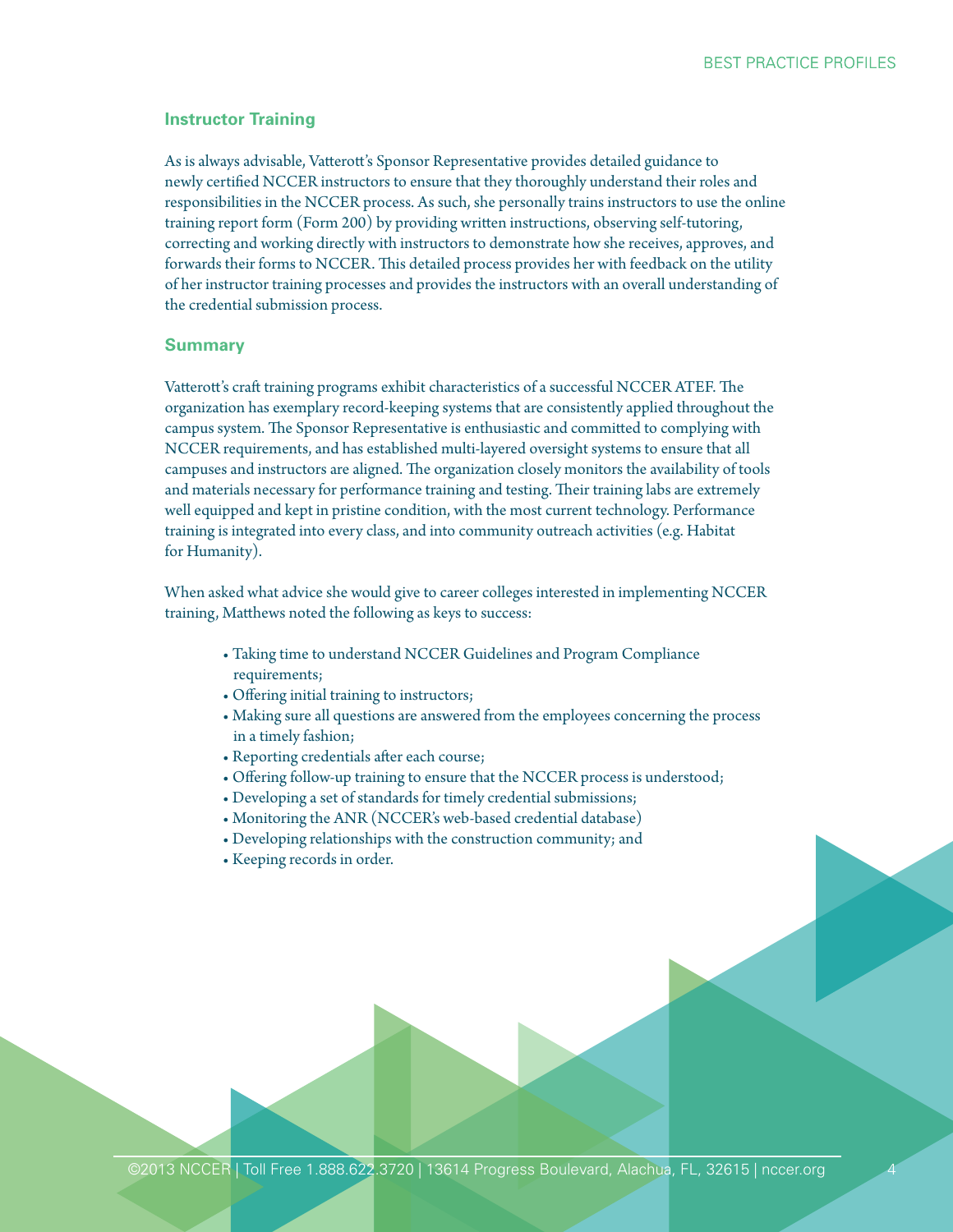## Instructor Training

As is always advisable, Vatterott's Sponsor Representative provides detailed guidance to newly certified NCCER instructors to ensure that they thoroughly understand their roles and responsibilities in the NCCER process. As such, she personally trains instructors to use the online training report form (Form 200) by providing written instructions, observing self-tutoring, correcting and working directly with instructors to demonstrate how she receives, approves, and forwards their forms to NCCER. This detailed process provides her with feedback on the utility of her instructor training processes and provides the instructors with an overall understanding of the credential submission process.

## Summary

Vatterott's craft training programs exhibit characteristics of a successful NCCER ATEF. The organization has exemplary record-keeping systems that are consistently applied throughout the campus system. The Sponsor Representative is enthusiastic and committed to complying with NCCER requirements, and has established multi-layered oversight systems to ensure that all campuses and instructors are aligned. The organization closely monitors the availability of tools and materials necessary for performance training and testing. Their training labs are extremely well equipped and kept in pristine condition, with the most current technology. Performance training is integrated into every class, and into community outreach activities (e.g. Habitat for Humanity).

When asked what advice she would give to career colleges interested in implementing NCCER training, Matthews noted the following as keys to success:

- Taking time to understand NCCER Guidelines and Program Compliance requirements;
- Offering initial training to instructors;
- Making sure all questions are answered from the employees concerning the process in a timely fashion;
- Reporting credentials after each course;
- Offering follow-up training to ensure that the NCCER process is understood;
- Developing a set of standards for timely credential submissions;
- Monitoring the ANR (NCCER's web-based credential database)
- Developing relationships with the construction community; and
- Keeping records in order.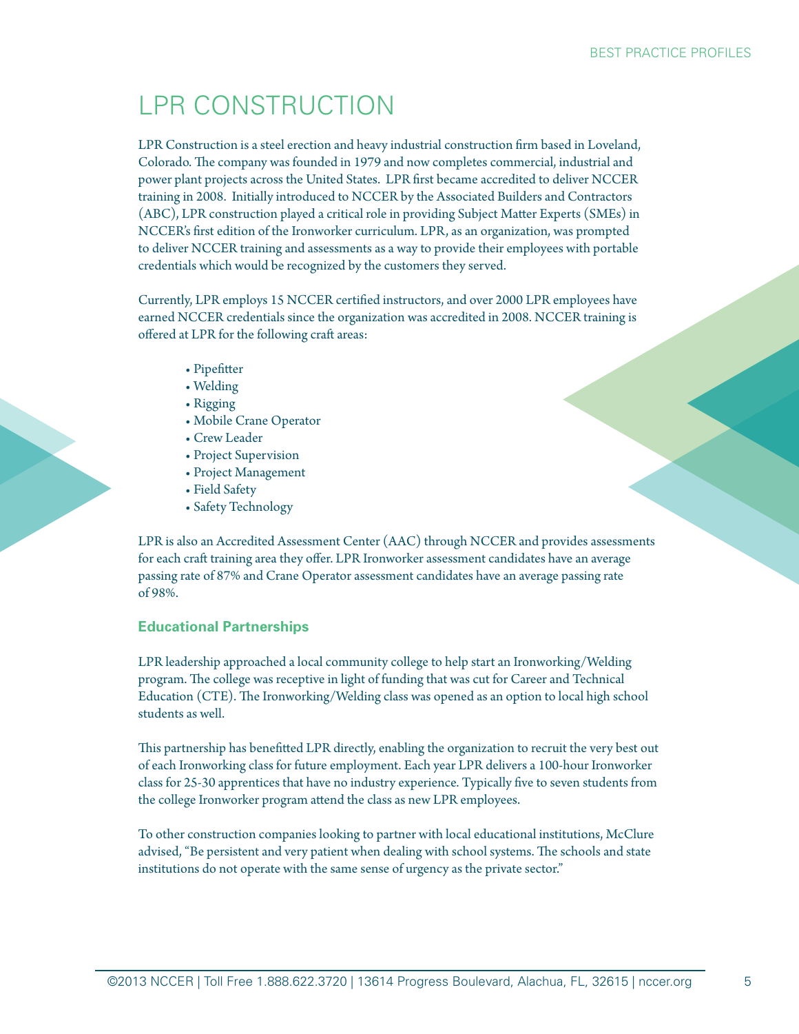# LPR CONSTRUCTION

LPR Construction is a steel erection and heavy industrial construction firm based in Loveland, Colorado. The company was founded in 1979 and now completes commercial, industrial and power plant projects across the United States. LPR first became accredited to deliver NCCER training in 2008. Initially introduced to NCCER by the Associated Builders and Contractors (ABC), LPR construction played a critical role in providing Subject Matter Experts (SMEs) in NCCER's first edition of the Ironworker curriculum. LPR, as an organization, was prompted to deliver NCCER training and assessments as a way to provide their employees with portable credentials which would be recognized by the customers they served.

Currently, LPR employs 15 NCCER certified instructors, and over 2000 LPR employees have earned NCCER credentials since the organization was accredited in 2008. NCCER training is offered at LPR for the following craft areas:

- Pipefitter
- Welding
- Rigging
- Mobile Crane Operator
- Crew Leader
- Project Supervision
- Project Management
- Field Safety
- Safety Technology

LPR is also an Accredited Assessment Center (AAC) through NCCER and provides assessments for each craft training area they offer. LPR Ironworker assessment candidates have an average passing rate of 87% and Crane Operator assessment candidates have an average passing rate of 98%.

### Educational Partnerships

LPR leadership approached a local community college to help start an Ironworking/Welding program. The college was receptive in light of funding that was cut for Career and Technical Education (CTE). The Ironworking/Welding class was opened as an option to local high school students as well.

This partnership has benefitted LPR directly, enabling the organization to recruit the very best out of each Ironworking class for future employment. Each year LPR delivers a 100-hour Ironworker class for 25-30 apprentices that have no industry experience. Typically five to seven students from the college Ironworker program attend the class as new LPR employees.

To other construction companies looking to partner with local educational institutions, McClure advised, "Be persistent and very patient when dealing with school systems. The schools and state institutions do not operate with the same sense of urgency as the private sector."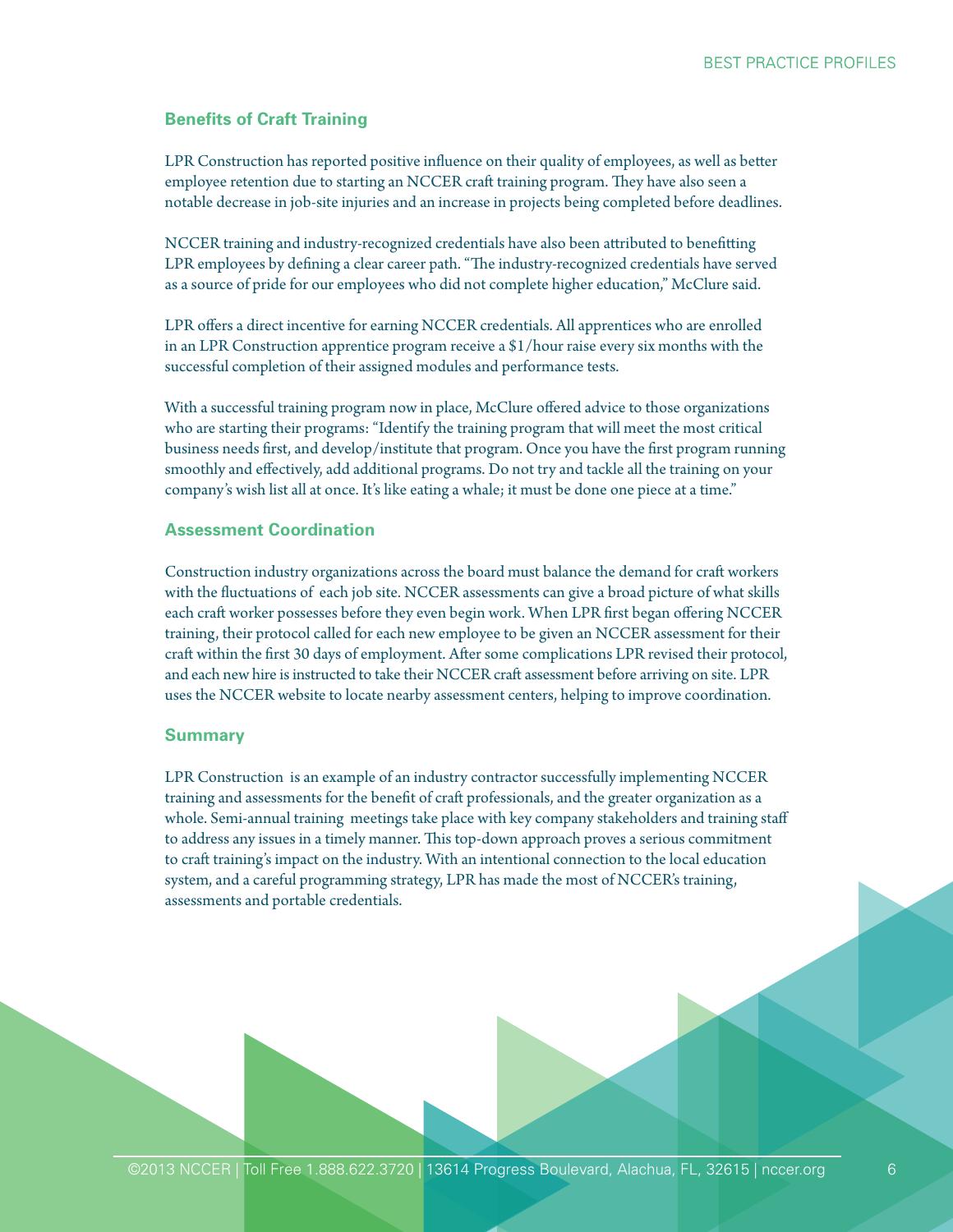## Benefits of Craft Training

LPR Construction has reported positive influence on their quality of employees, as well as better employee retention due to starting an NCCER craft training program. They have also seen a notable decrease in job-site injuries and an increase in projects being completed before deadlines.

NCCER training and industry-recognized credentials have also been attributed to benefitting LPR employees by defining a clear career path. "The industry-recognized credentials have served as a source of pride for our employees who did not complete higher education," McClure said.

LPR offers a direct incentive for earning NCCER credentials. All apprentices who are enrolled in an LPR Construction apprentice program receive a $1/hour raise every six months with the successful completion of their assigned modules and performance tests.

With a successful training program now in place, McClure offered advice to those organizations who are starting their programs: "Identify the training program that will meet the most critical business needs first, and develop/institute that program. Once you have the first program running smoothly and effectively, add additional programs. Do not try and tackle all the training on your company's wish list all at once. It's like eating a whale; it must be done one piece at a time."

## Assessment Coordination

Construction industry organizations across the board must balance the demand for craft workers with the fluctuations of each job site. NCCER assessments can give a broad picture of what skills each craft worker possesses before they even begin work. When LPR first began offering NCCER training, their protocol called for each new employee to be given an NCCER assessment for their craft within the first 30 days of employment. After some complications LPR revised their protocol, and each new hire is instructed to take their NCCER craft assessment before arriving on site. LPR uses the NCCER website to locate nearby assessment centers, helping to improve coordination.

## Summary

LPR Construction is an example of an industry contractor successfully implementing NCCER training and assessments for the benefit of craft professionals, and the greater organization as a whole. Semi-annual training meetings take place with key company stakeholders and training staff to address any issues in a timely manner. This top-down approach proves a serious commitment to craft training's impact on the industry. With an intentional connection to the local education system, and a careful programming strategy, LPR has made the most of NCCER's training, assessments and portable credentials.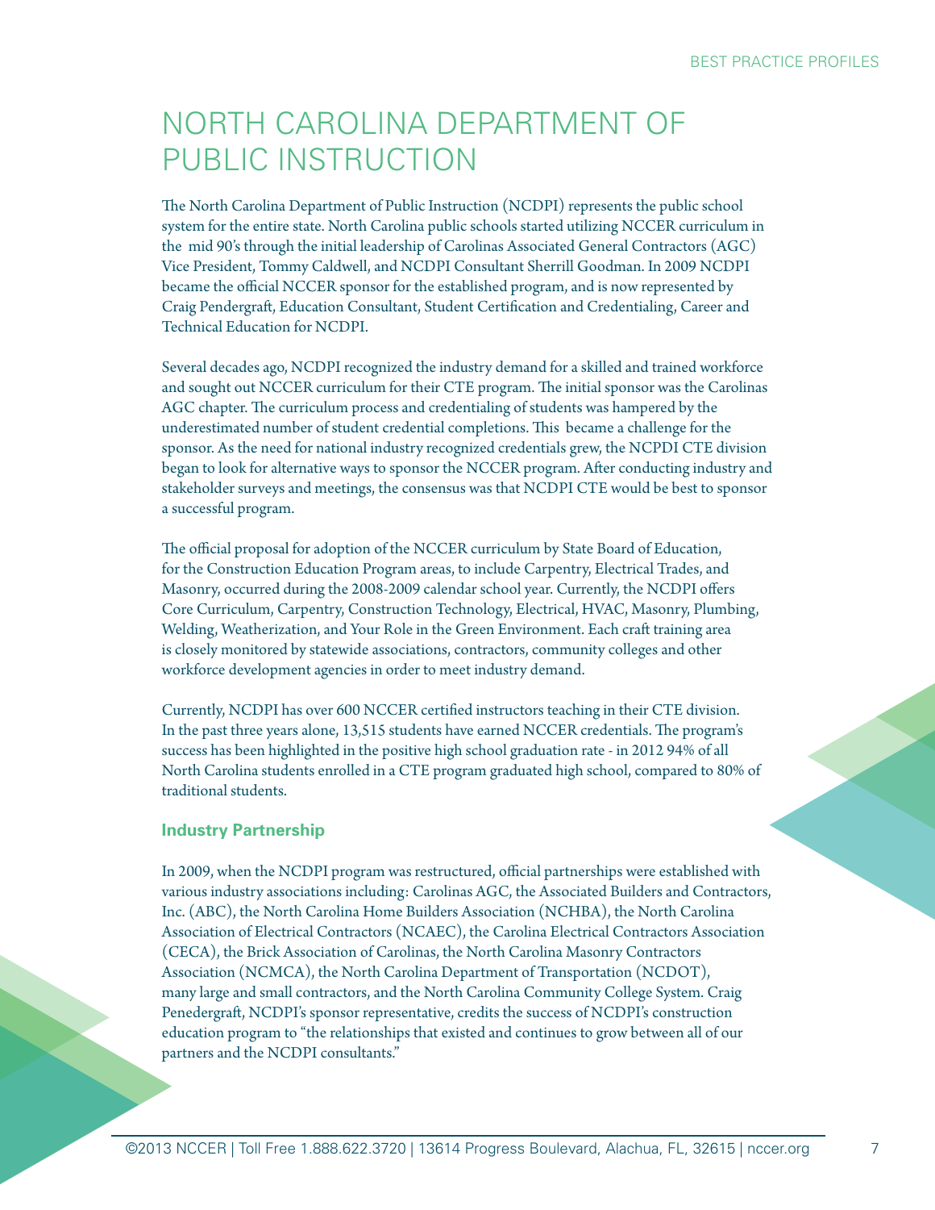# NORTH CAROLINA DEPARTMENT OF PUBLIC INSTRUCTION

The North Carolina Department of Public Instruction (NCDPI) represents the public school system for the entire state. North Carolina public schools started utilizing NCCER curriculum in the mid 90's through the initial leadership of Carolinas Associated General Contractors (AGC) Vice President, Tommy Caldwell, and NCDPI Consultant Sherrill Goodman. In 2009 NCDPI became the official NCCER sponsor for the established program, and is now represented by Craig Pendergraft, Education Consultant, Student Certification and Credentialing, Career and Technical Education for NCDPI.

Several decades ago, NCDPI recognized the industry demand for a skilled and trained workforce and sought out NCCER curriculum for their CTE program. The initial sponsor was the Carolinas AGC chapter. The curriculum process and credentialing of students was hampered by the underestimated number of student credential completions. This became a challenge for the sponsor. As the need for national industry recognized credentials grew, the NCPDI CTE division began to look for alternative ways to sponsor the NCCER program. After conducting industry and stakeholder surveys and meetings, the consensus was that NCDPI CTE would be best to sponsor a successful program.

The official proposal for adoption of the NCCER curriculum by State Board of Education, for the Construction Education Program areas, to include Carpentry, Electrical Trades, and Masonry, occurred during the 2008-2009 calendar school year. Currently, the NCDPI offers Core Curriculum, Carpentry, Construction Technology, Electrical, HVAC, Masonry, Plumbing, Welding, Weatherization, and Your Role in the Green Environment. Each craft training area is closely monitored by statewide associations, contractors, community colleges and other workforce development agencies in order to meet industry demand.

Currently, NCDPI has over 600 NCCER certified instructors teaching in their CTE division. In the past three years alone, 13,515 students have earned NCCER credentials. The program's success has been highlighted in the positive high school graduation rate - in 2012 94% of all North Carolina students enrolled in a CTE program graduated high school, compared to 80% of traditional students.

### Industry Partnership

In 2009, when the NCDPI program was restructured, official partnerships were established with various industry associations including: Carolinas AGC, the Associated Builders and Contractors, Inc. (ABC), the North Carolina Home Builders Association (NCHBA), the North Carolina Association of Electrical Contractors (NCAEC), the Carolina Electrical Contractors Association (CECA), the Brick Association of Carolinas, the North Carolina Masonry Contractors Association (NCMCA), the North Carolina Department of Transportation (NCDOT), many large and small contractors, and the North Carolina Community College System. Craig Penedergraft, NCDPI's sponsor representative, credits the success of NCDPI's construction education program to "the relationships that existed and continues to grow between all of our partners and the NCDPI consultants."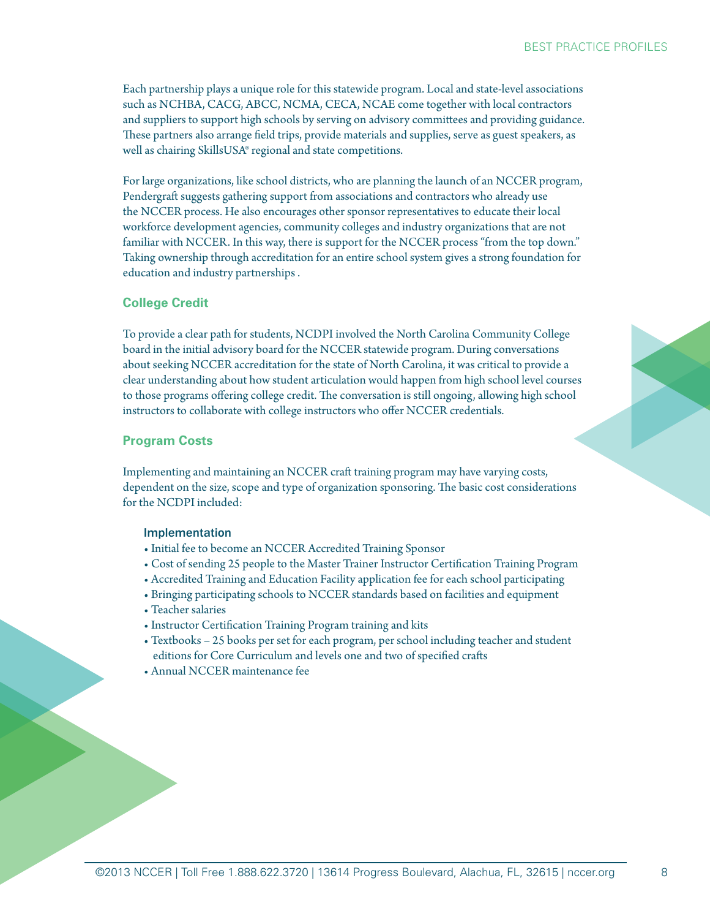Each partnership plays a unique role for this statewide program. Local and state-level associations such as NCHBA, CACG, ABCC, NCMA, CECA, NCAE come together with local contractors and suppliers to support high schools by serving on advisory committees and providing guidance. These partners also arrange field trips, provide materials and supplies, serve as guest speakers, as well as chairing SkillsUSA® regional and state competitions.

For large organizations, like school districts, who are planning the launch of an NCCER program, Pendergraft suggests gathering support from associations and contractors who already use the NCCER process. He also encourages other sponsor representatives to educate their local workforce development agencies, community colleges and industry organizations that are not familiar with NCCER. In this way, there is support for the NCCER process "from the top down." Taking ownership through accreditation for an entire school system gives a strong foundation for education and industry partnerships .

## College Credit

To provide a clear path for students, NCDPI involved the North Carolina Community College board in the initial advisory board for the NCCER statewide program. During conversations about seeking NCCER accreditation for the state of North Carolina, it was critical to provide a clear understanding about how student articulation would happen from high school level courses to those programs offering college credit. The conversation is still ongoing, allowing high school instructors to collaborate with college instructors who offer NCCER credentials.

## Program Costs

Implementing and maintaining an NCCER craft training program may have varying costs, dependent on the size, scope and type of organization sponsoring. The basic cost considerations for the NCDPI included:

### Implementation

- Initial fee to become an NCCER Accredited Training Sponsor
- Cost of sending 25 people to the Master Trainer Instructor Certification Training Program
- Accredited Training and Education Facility application fee for each school participating
- Bringing participating schools to NCCER standards based on facilities and equipment
- Teacher salaries
- Instructor Certification Training Program training and kits
- Textbooks – 25 books per set for each program, per school including teacher and student editions for Core Curriculum and levels one and two of specified crafts
- Annual NCCER maintenance fee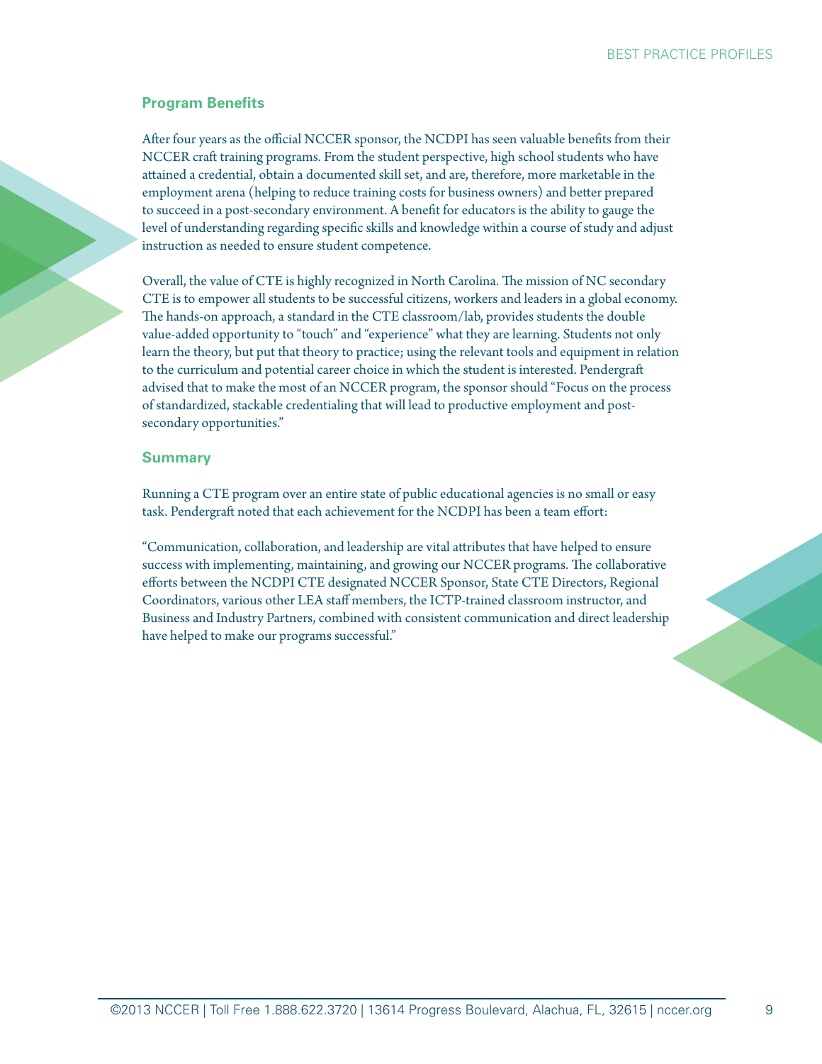## Program Benefits

After four years as the official NCCER sponsor, the NCDPI has seen valuable benefits from their NCCER craft training programs. From the student perspective, high school students who have attained a credential, obtain a documented skill set, and are, therefore, more marketable in the employment arena (helping to reduce training costs for business owners) and better prepared to succeed in a post-secondary environment. A benefit for educators is the ability to gauge the level of understanding regarding specific skills and knowledge within a course of study and adjust instruction as needed to ensure student competence.

Overall, the value of CTE is highly recognized in North Carolina. The mission of NC secondary CTE is to empower all students to be successful citizens, workers and leaders in a global economy. The hands-on approach, a standard in the CTE classroom/lab, provides students the double value-added opportunity to "touch" and "experience" what they are learning. Students not only learn the theory, but put that theory to practice; using the relevant tools and equipment in relation to the curriculum and potential career choice in which the student is interested. Pendergraft advised that to make the most of an NCCER program, the sponsor should "Focus on the process of standardized, stackable credentialing that will lead to productive employment and post-secondary opportunities."

## Summary

Running a CTE program over an entire state of public educational agencies is no small or easy task. Pendergraft noted that each achievement for the NCDPI has been a team effort:

"Communication, collaboration, and leadership are vital attributes that have helped to ensure success with implementing, maintaining, and growing our NCCER programs. The collaborative efforts between the NCDPI CTE designated NCCER Sponsor, State CTE Directors, Regional Coordinators, various other LEA staff members, the ICTP-trained classroom instructor, and Business and Industry Partners, combined with consistent communication and direct leadership have helped to make our programs successful."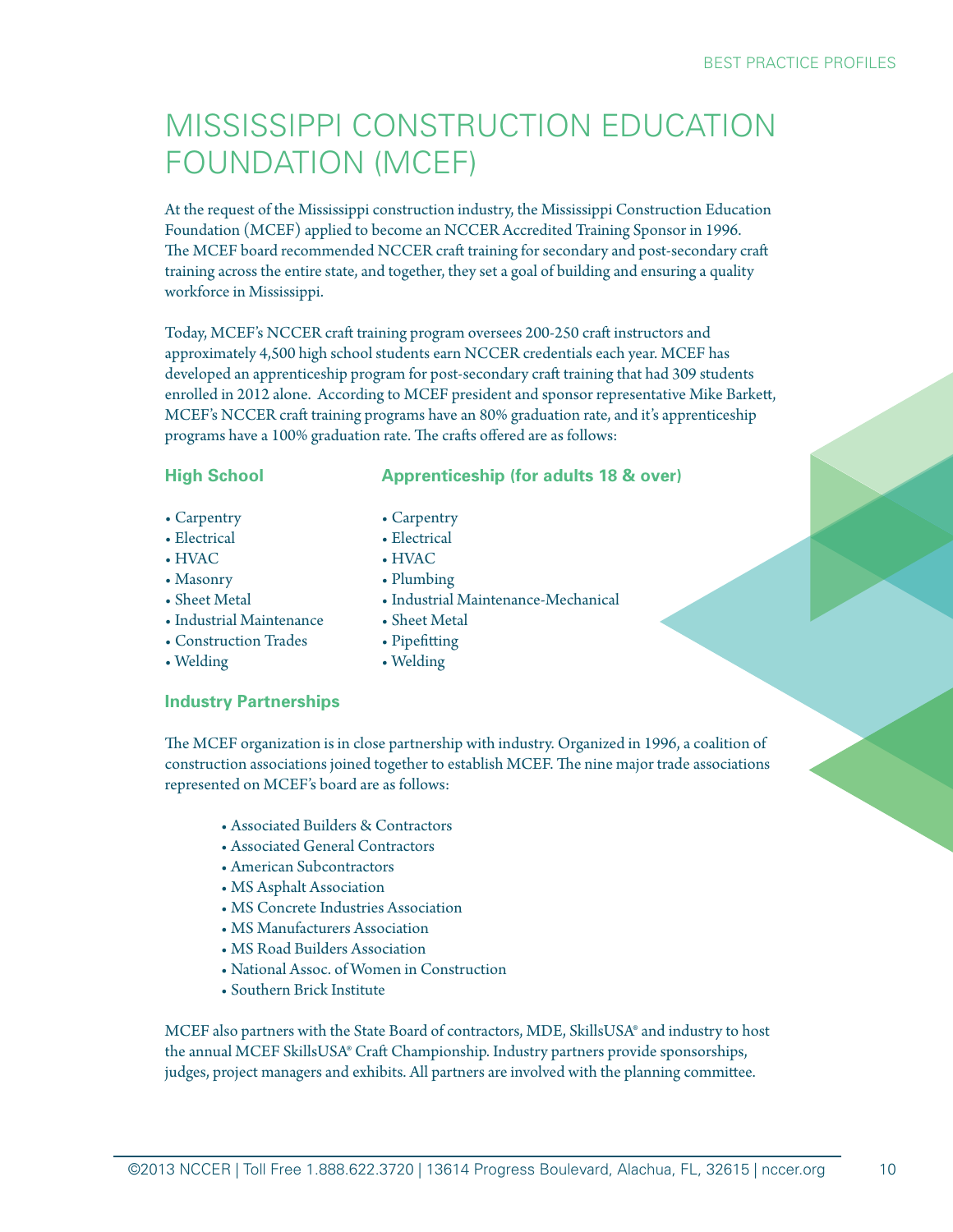# MISSISSIPPI CONSTRUCTION EDUCATION FOUNDATION (MCEF)

At the request of the Mississippi construction industry, the Mississippi Construction Education Foundation (MCEF) applied to become an NCCER Accredited Training Sponsor in 1996. The MCEF board recommended NCCER craft training for secondary and post-secondary craft training across the entire state, and together, they set a goal of building and ensuring a quality workforce in Mississippi.

Today, MCEF's NCCER craft training program oversees 200-250 craft instructors and approximately 4,500 high school students earn NCCER credentials each year. MCEF has developed an apprenticeship program for post-secondary craft training that had 309 students enrolled in 2012 alone. According to MCEF president and sponsor representative Mike Barkett, MCEF's NCCER craft training programs have an 80% graduation rate, and it's apprenticeship programs have a 100% graduation rate. The crafts offered are as follows:

### High School

- Carpentry
- Electrical
- HVAC
- Masonry
- Sheet Metal
- Industrial Maintenance
- Construction Trades
- Welding

### Apprenticeship (for adults 18 & over)

- Carpentry
- Electrical
- HVAC
- Plumbing
- Industrial Maintenance-Mechanical
- Sheet Metal
- Pipefitting
- Welding

### Industry Partnerships

The MCEF organization is in close partnership with industry. Organized in 1996, a coalition of construction associations joined together to establish MCEF. The nine major trade associations represented on MCEF's board are as follows:

- Associated Builders & Contractors
- Associated General Contractors
- American Subcontractors
- MS Asphalt Association
- MS Concrete Industries Association
- MS Manufacturers Association
- MS Road Builders Association
- National Assoc. of Women in Construction
- Southern Brick Institute

MCEF also partners with the State Board of contractors, MDE, SkillsUSA® and industry to host the annual MCEF SkillsUSA® Craft Championship. Industry partners provide sponsorships, judges, project managers and exhibits. All partners are involved with the planning committee.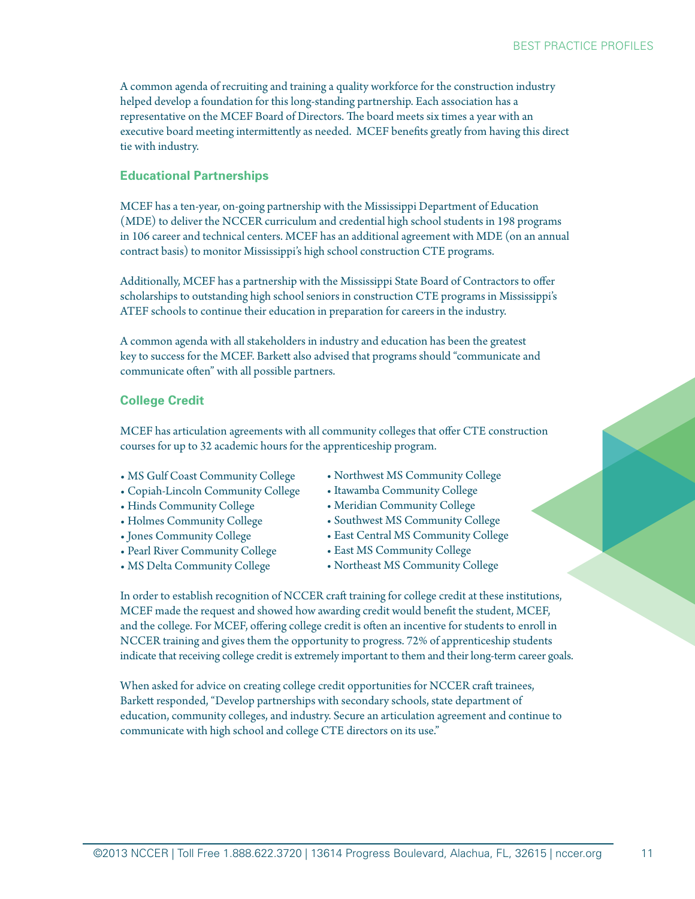A common agenda of recruiting and training a quality workforce for the construction industry helped develop a foundation for this long-standing partnership. Each association has a representative on the MCEF Board of Directors. The board meets six times a year with an executive board meeting intermittently as needed. MCEF benefits greatly from having this direct tie with industry.

### Educational Partnerships

MCEF has a ten-year, on-going partnership with the Mississippi Department of Education (MDE) to deliver the NCCER curriculum and credential high school students in 198 programs in 106 career and technical centers. MCEF has an additional agreement with MDE (on an annual contract basis) to monitor Mississippi's high school construction CTE programs.

Additionally, MCEF has a partnership with the Mississippi State Board of Contractors to offer scholarships to outstanding high school seniors in construction CTE programs in Mississippi's ATEF schools to continue their education in preparation for careers in the industry.

A common agenda with all stakeholders in industry and education has been the greatest key to success for the MCEF. Barkett also advised that programs should "communicate and communicate often" with all possible partners.

### College Credit

MCEF has articulation agreements with all community colleges that offer CTE construction courses for up to 32 academic hours for the apprenticeship program.

- MS Gulf Coast Community College
- Copiah-Lincoln Community College
- Hinds Community College
- Holmes Community College
- Jones Community College
- Pearl River Community College
- MS Delta Community College
- Northwest MS Community College
- Itawamba Community College
- Meridian Community College
- Southwest MS Community College
- East Central MS Community College
- East MS Community College
- Northeast MS Community College

In order to establish recognition of NCCER craft training for college credit at these institutions, MCEF made the request and showed how awarding credit would benefit the student, MCEF, and the college. For MCEF, offering college credit is often an incentive for students to enroll in NCCER training and gives them the opportunity to progress. 72% of apprenticeship students indicate that receiving college credit is extremely important to them and their long-term career goals.

When asked for advice on creating college credit opportunities for NCCER craft trainees, Barkett responded, "Develop partnerships with secondary schools, state department of education, community colleges, and industry. Secure an articulation agreement and continue to communicate with high school and college CTE directors on its use."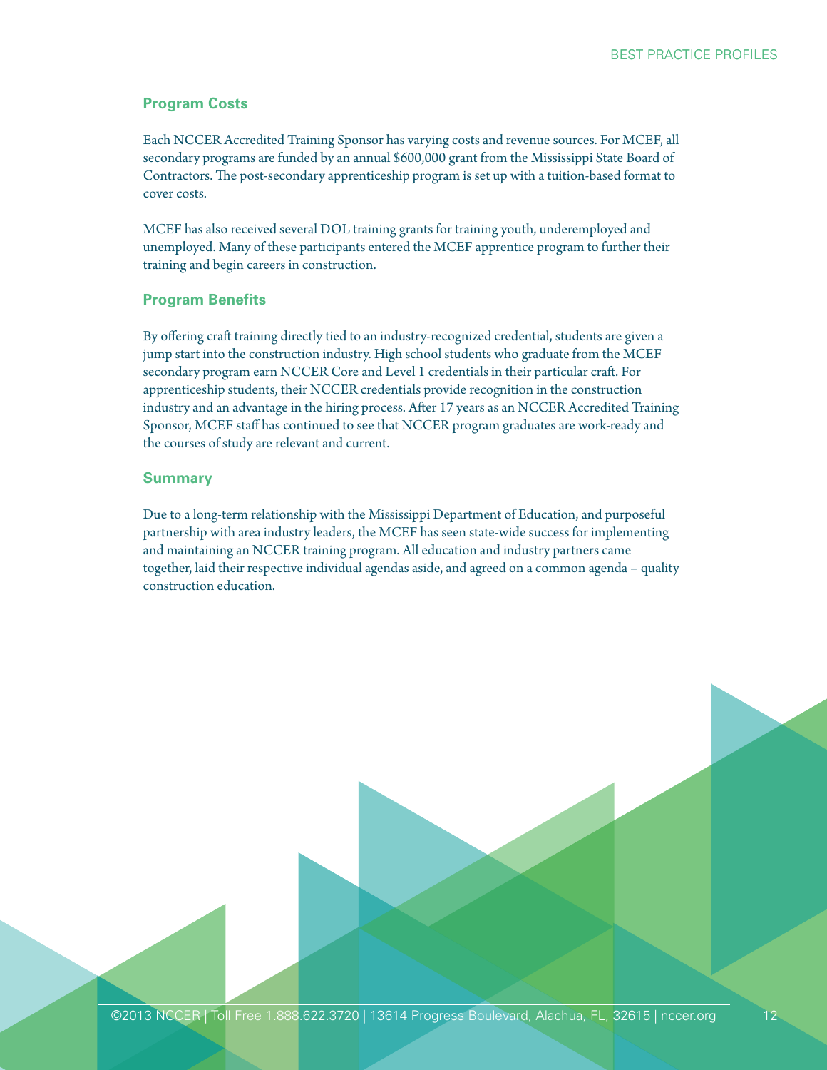## Program Costs

Each NCCER Accredited Training Sponsor has varying costs and revenue sources. For MCEF, all secondary programs are funded by an annual $600,000 grant from the Mississippi State Board of Contractors. The post-secondary apprenticeship program is set up with a tuition-based format to cover costs.

MCEF has also received several DOL training grants for training youth, underemployed and unemployed. Many of these participants entered the MCEF apprentice program to further their training and begin careers in construction.

## Program Benefits

By offering craft training directly tied to an industry-recognized credential, students are given a jump start into the construction industry. High school students who graduate from the MCEF secondary program earn NCCER Core and Level 1 credentials in their particular craft. For apprenticeship students, their NCCER credentials provide recognition in the construction industry and an advantage in the hiring process. After 17 years as an NCCER Accredited Training Sponsor, MCEF staff has continued to see that NCCER program graduates are work-ready and the courses of study are relevant and current.

## Summary

Due to a long-term relationship with the Mississippi Department of Education, and purposeful partnership with area industry leaders, the MCEF has seen state-wide success for implementing and maintaining an NCCER training program. All education and industry partners came together, laid their respective individual agendas aside, and agreed on a common agenda – quality construction education.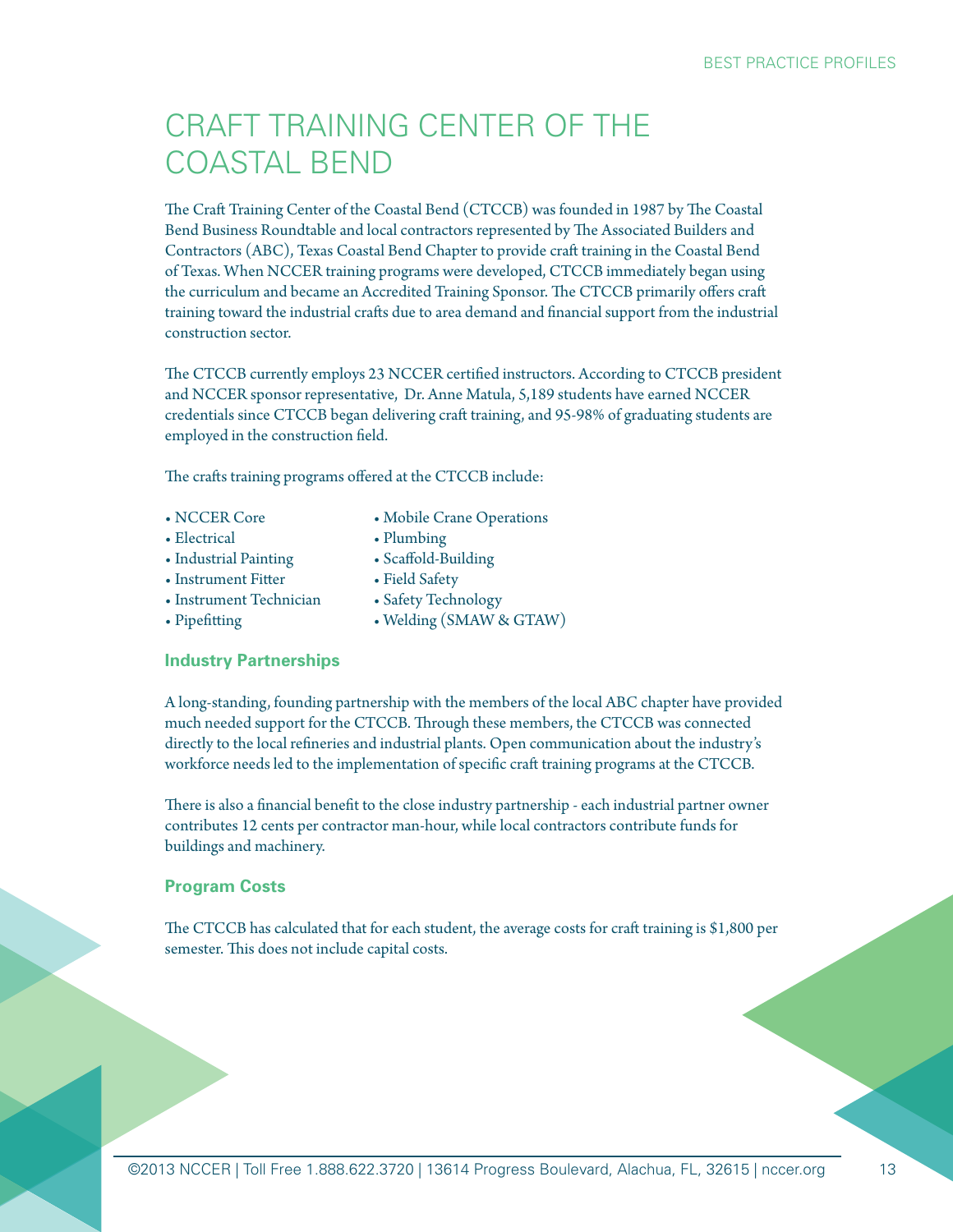# CRAFT TRAINING CENTER OF THE COASTAL BEND

The Craft Training Center of the Coastal Bend (CTCCB) was founded in 1987 by The Coastal Bend Business Roundtable and local contractors represented by The Associated Builders and Contractors (ABC), Texas Coastal Bend Chapter to provide craft training in the Coastal Bend of Texas. When NCCER training programs were developed, CTCCB immediately began using the curriculum and became an Accredited Training Sponsor. The CTCCB primarily offers craft training toward the industrial crafts due to area demand and financial support from the industrial construction sector.

The CTCCB currently employs 23 NCCER certified instructors. According to CTCCB president and NCCER sponsor representative, Dr. Anne Matula, 5,189 students have earned NCCER credentials since CTCCB began delivering craft training, and 95-98% of graduating students are employed in the construction field.

The crafts training programs offered at the CTCCB include:

- NCCER Core
- Electrical
- Industrial Painting
- Instrument Fitter
- Instrument Technician
- Pipefitting
- Mobile Crane Operations
- Plumbing
- Scaffold-Building
- Field Safety
- Safety Technology
- Welding (SMAW & GTAW)

### Industry Partnerships

A long-standing, founding partnership with the members of the local ABC chapter have provided much needed support for the CTCCB. Through these members, the CTCCB was connected directly to the local refineries and industrial plants. Open communication about the industry's workforce needs led to the implementation of specific craft training programs at the CTCCB.

There is also a financial benefit to the close industry partnership - each industrial partner owner contributes 12 cents per contractor man-hour, while local contractors contribute funds for buildings and machinery.

### Program Costs

The CTCCB has calculated that for each student, the average costs for craft training is $1,800 per semester. This does not include capital costs.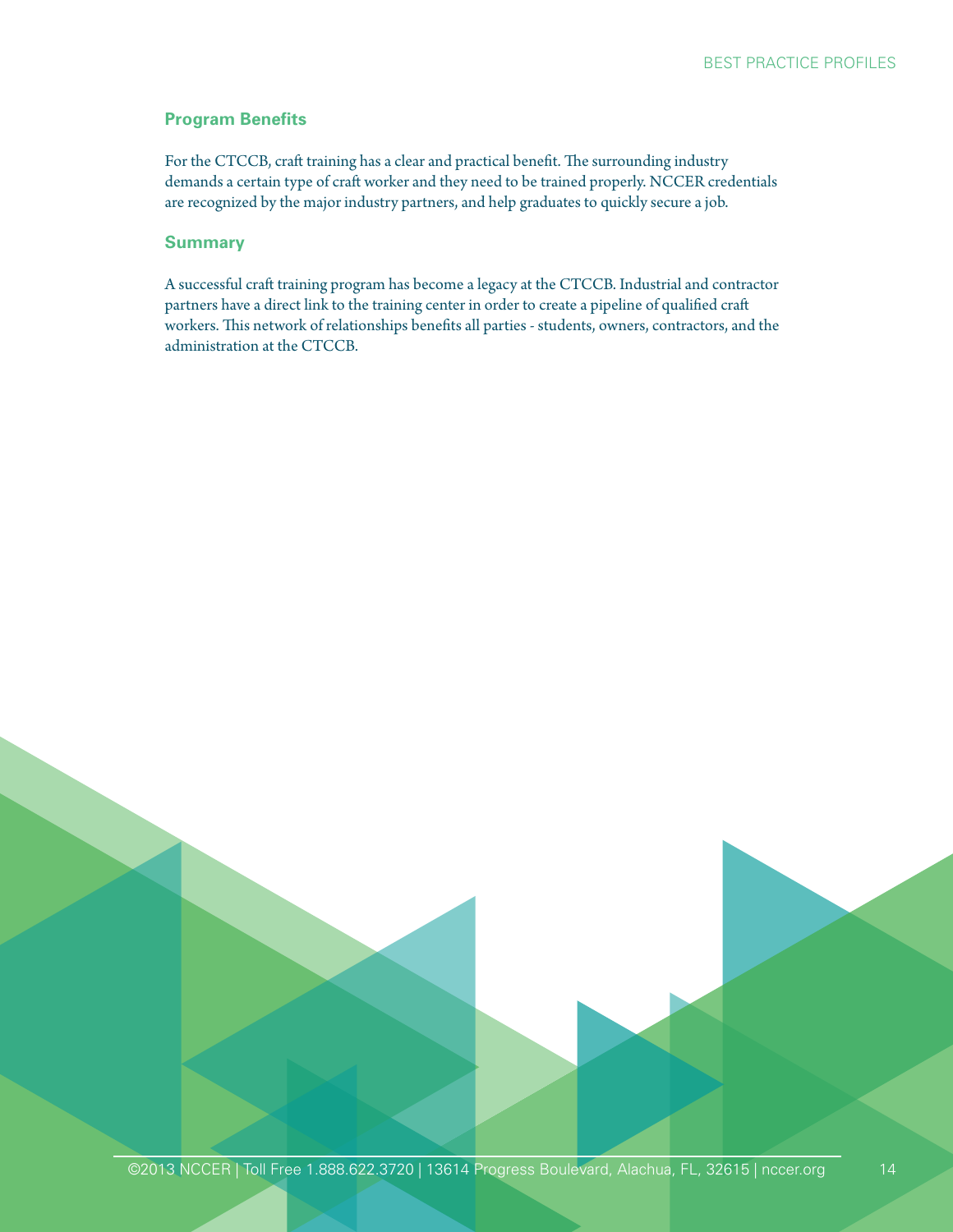### Program Benefits

For the CTCCB, craft training has a clear and practical benefit. The surrounding industry demands a certain type of craft worker and they need to be trained properly. NCCER credentials are recognized by the major industry partners, and help graduates to quickly secure a job.

### Summary

A successful craft training program has become a legacy at the CTCCB. Industrial and contractor partners have a direct link to the training center in order to create a pipeline of qualified craft workers. This network of relationships benefits all parties - students, owners, contractors, and the administration at the CTCCB.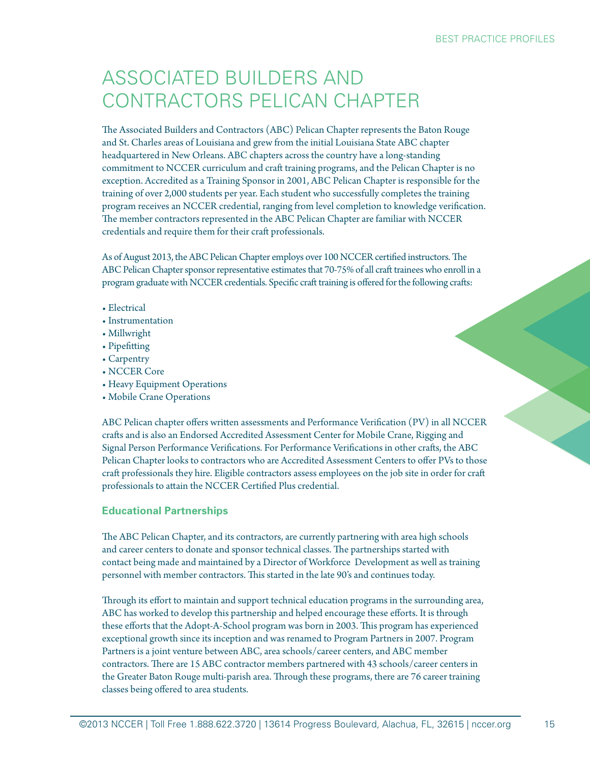# ASSOCIATED BUILDERS AND CONTRACTORS PELICAN CHAPTER

The Associated Builders and Contractors (ABC) Pelican Chapter represents the Baton Rouge and St. Charles areas of Louisiana and grew from the initial Louisiana State ABC chapter headquartered in New Orleans. ABC chapters across the country have a long-standing commitment to NCCER curriculum and craft training programs, and the Pelican Chapter is no exception. Accredited as a Training Sponsor in 2001, ABC Pelican Chapter is responsible for the training of over 2,000 students per year. Each student who successfully completes the training program receives an NCCER credential, ranging from level completion to knowledge verification. The member contractors represented in the ABC Pelican Chapter are familiar with NCCER credentials and require them for their craft professionals.

As of August 2013, the ABC Pelican Chapter employs over 100 NCCER certified instructors. The ABC Pelican Chapter sponsor representative estimates that 70-75% of all craft trainees who enroll in a program graduate with NCCER credentials. Specific craft training is offered for the following crafts:

- Electrical
- Instrumentation
- Millwright
- Pipefitting
- Carpentry
- NCCER Core
- Heavy Equipment Operations
- Mobile Crane Operations

ABC Pelican chapter offers written assessments and Performance Verification (PV) in all NCCER crafts and is also an Endorsed Accredited Assessment Center for Mobile Crane, Rigging and Signal Person Performance Verifications. For Performance Verifications in other crafts, the ABC Pelican Chapter looks to contractors who are Accredited Assessment Centers to offer PVs to those craft professionals they hire. Eligible contractors assess employees on the job site in order for craft professionals to attain the NCCER Certified Plus credential.

## Educational Partnerships

The ABC Pelican Chapter, and its contractors, are currently partnering with area high schools and career centers to donate and sponsor technical classes. The partnerships started with contact being made and maintained by a Director of Workforce Development as well as training personnel with member contractors. This started in the late 90's and continues today.

Through its effort to maintain and support technical education programs in the surrounding area, ABC has worked to develop this partnership and helped encourage these efforts. It is through these efforts that the Adopt-A-School program was born in 2003. This program has experienced exceptional growth since its inception and was renamed to Program Partners in 2007. Program Partners is a joint venture between ABC, area schools/career centers, and ABC member contractors. There are 15 ABC contractor members partnered with 43 schools/career centers in the Greater Baton Rouge multi-parish area. Through these programs, there are 76 career training classes being offered to area students.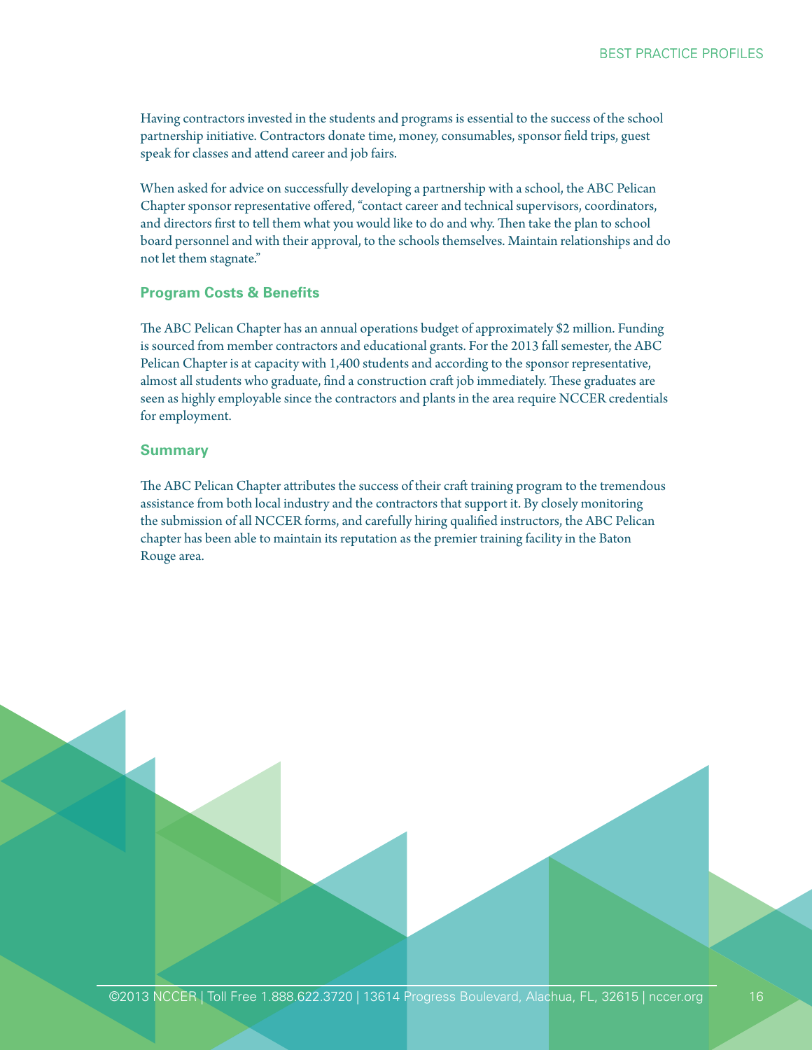Having contractors invested in the students and programs is essential to the success of the school partnership initiative. Contractors donate time, money, consumables, sponsor field trips, guest speak for classes and attend career and job fairs.

When asked for advice on successfully developing a partnership with a school, the ABC Pelican Chapter sponsor representative offered, "contact career and technical supervisors, coordinators, and directors first to tell them what you would like to do and why. Then take the plan to school board personnel and with their approval, to the schools themselves. Maintain relationships and do not let them stagnate."

### Program Costs & Benefits

The ABC Pelican Chapter has an annual operations budget of approximately $2 million. Funding is sourced from member contractors and educational grants. For the 2013 fall semester, the ABC Pelican Chapter is at capacity with 1,400 students and according to the sponsor representative, almost all students who graduate, find a construction craft job immediately. These graduates are seen as highly employable since the contractors and plants in the area require NCCER credentials for employment.

### Summary

The ABC Pelican Chapter attributes the success of their craft training program to the tremendous assistance from both local industry and the contractors that support it. By closely monitoring the submission of all NCCER forms, and carefully hiring qualified instructors, the ABC Pelican chapter has been able to maintain its reputation as the premier training facility in the Baton Rouge area.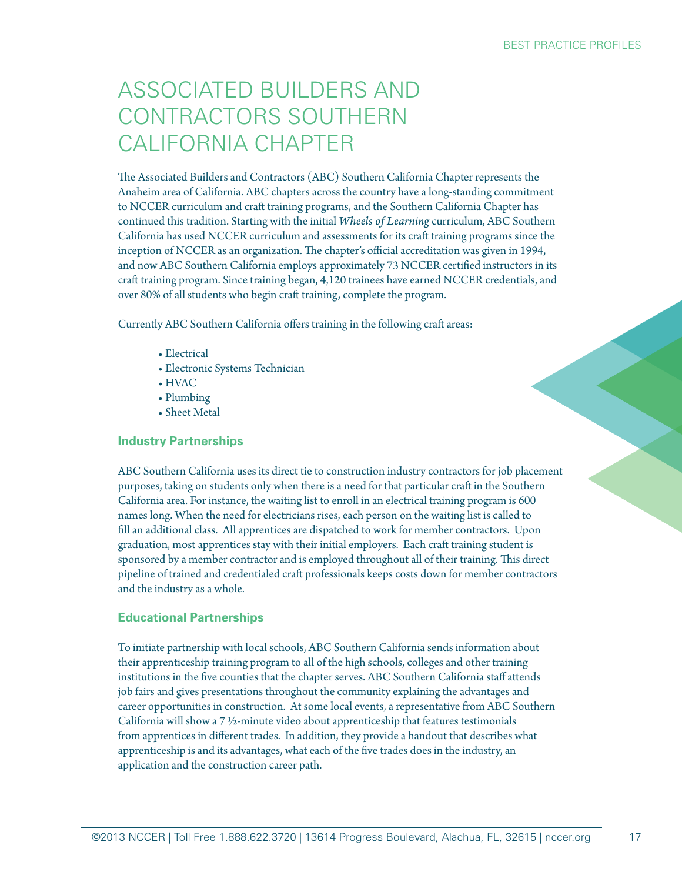# ASSOCIATED BUILDERS AND CONTRACTORS SOUTHERN CALIFORNIA CHAPTER

The Associated Builders and Contractors (ABC) Southern California Chapter represents the Anaheim area of California. ABC chapters across the country have a long-standing commitment to NCCER curriculum and craft training programs, and the Southern California Chapter has continued this tradition. Starting with the initial *Wheels of Learning* curriculum, ABC Southern California has used NCCER curriculum and assessments for its craft training programs since the inception of NCCER as an organization. The chapter's official accreditation was given in 1994, and now ABC Southern California employs approximately 73 NCCER certified instructors in its craft training program. Since training began, 4,120 trainees have earned NCCER credentials, and over 80% of all students who begin craft training, complete the program.

Currently ABC Southern California offers training in the following craft areas:

- Electrical
- Electronic Systems Technician
- HVAC
- Plumbing
- Sheet Metal

### Industry Partnerships

ABC Southern California uses its direct tie to construction industry contractors for job placement purposes, taking on students only when there is a need for that particular craft in the Southern California area. For instance, the waiting list to enroll in an electrical training program is 600 names long. When the need for electricians rises, each person on the waiting list is called to fill an additional class. All apprentices are dispatched to work for member contractors. Upon graduation, most apprentices stay with their initial employers. Each craft training student is sponsored by a member contractor and is employed throughout all of their training. This direct pipeline of trained and credentialed craft professionals keeps costs down for member contractors and the industry as a whole.

### Educational Partnerships

To initiate partnership with local schools, ABC Southern California sends information about their apprenticeship training program to all of the high schools, colleges and other training institutions in the five counties that the chapter serves. ABC Southern California staff attends job fairs and gives presentations throughout the community explaining the advantages and career opportunities in construction. At some local events, a representative from ABC Southern California will show a 7 ½-minute video about apprenticeship that features testimonials from apprentices in different trades. In addition, they provide a handout that describes what apprenticeship is and its advantages, what each of the five trades does in the industry, an application and the construction career path.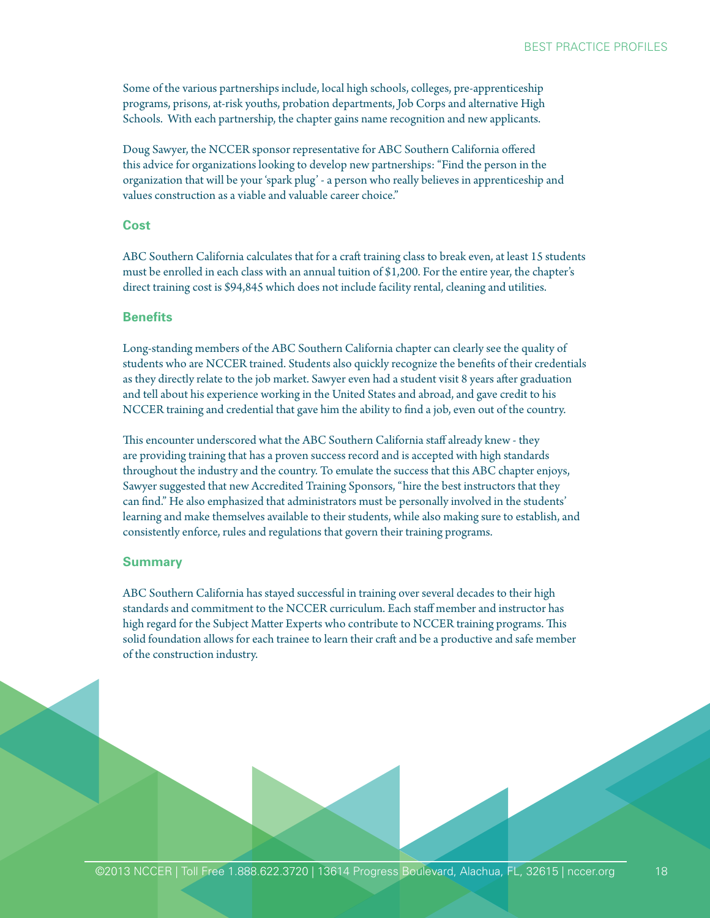Some of the various partnerships include, local high schools, colleges, pre-apprenticeship programs, prisons, at-risk youths, probation departments, Job Corps and alternative High Schools. With each partnership, the chapter gains name recognition and new applicants.

Doug Sawyer, the NCCER sponsor representative for ABC Southern California offered this advice for organizations looking to develop new partnerships: "Find the person in the organization that will be your 'spark plug' - a person who really believes in apprenticeship and values construction as a viable and valuable career choice."

## Cost

ABC Southern California calculates that for a craft training class to break even, at least 15 students must be enrolled in each class with an annual tuition of $1,200. For the entire year, the chapter's direct training cost is $94,845 which does not include facility rental, cleaning and utilities.

## Benefits

Long-standing members of the ABC Southern California chapter can clearly see the quality of students who are NCCER trained. Students also quickly recognize the benefits of their credentials as they directly relate to the job market. Sawyer even had a student visit 8 years after graduation and tell about his experience working in the United States and abroad, and gave credit to his NCCER training and credential that gave him the ability to find a job, even out of the country.

This encounter underscored what the ABC Southern California staff already knew - they are providing training that has a proven success record and is accepted with high standards throughout the industry and the country. To emulate the success that this ABC chapter enjoys, Sawyer suggested that new Accredited Training Sponsors, "hire the best instructors that they can find." He also emphasized that administrators must be personally involved in the students' learning and make themselves available to their students, while also making sure to establish, and consistently enforce, rules and regulations that govern their training programs.

## Summary

ABC Southern California has stayed successful in training over several decades to their high standards and commitment to the NCCER curriculum. Each staff member and instructor has high regard for the Subject Matter Experts who contribute to NCCER training programs. This solid foundation allows for each trainee to learn their craft and be a productive and safe member of the construction industry.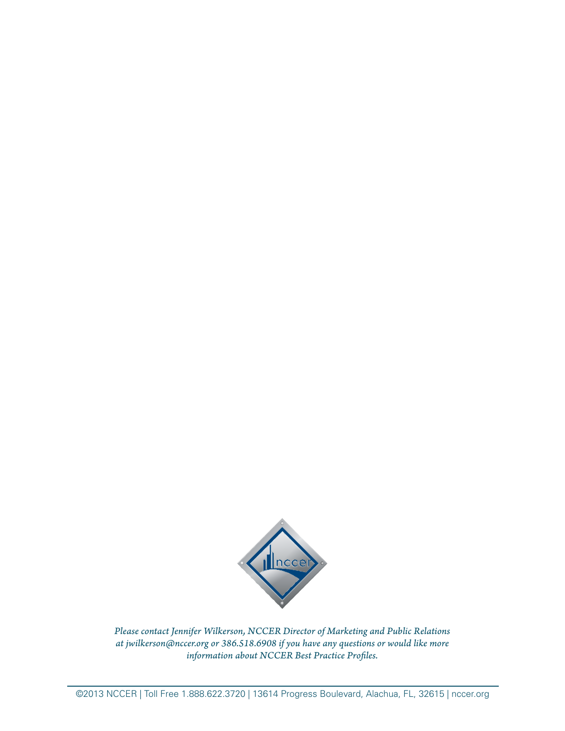*Please contact Jennifer Wilkerson, NCCER Director of Marketing and Public Relations at jwilkerson@nccer.org or 386.518.6908 if you have any questions or would like more information about NCCER Best Practice Profiles.*

©2013 NCCER | Toll Free 1.888.622.3720 | 13614 Progress Boulevard, Alachua, FL, 32615 | nccer.org